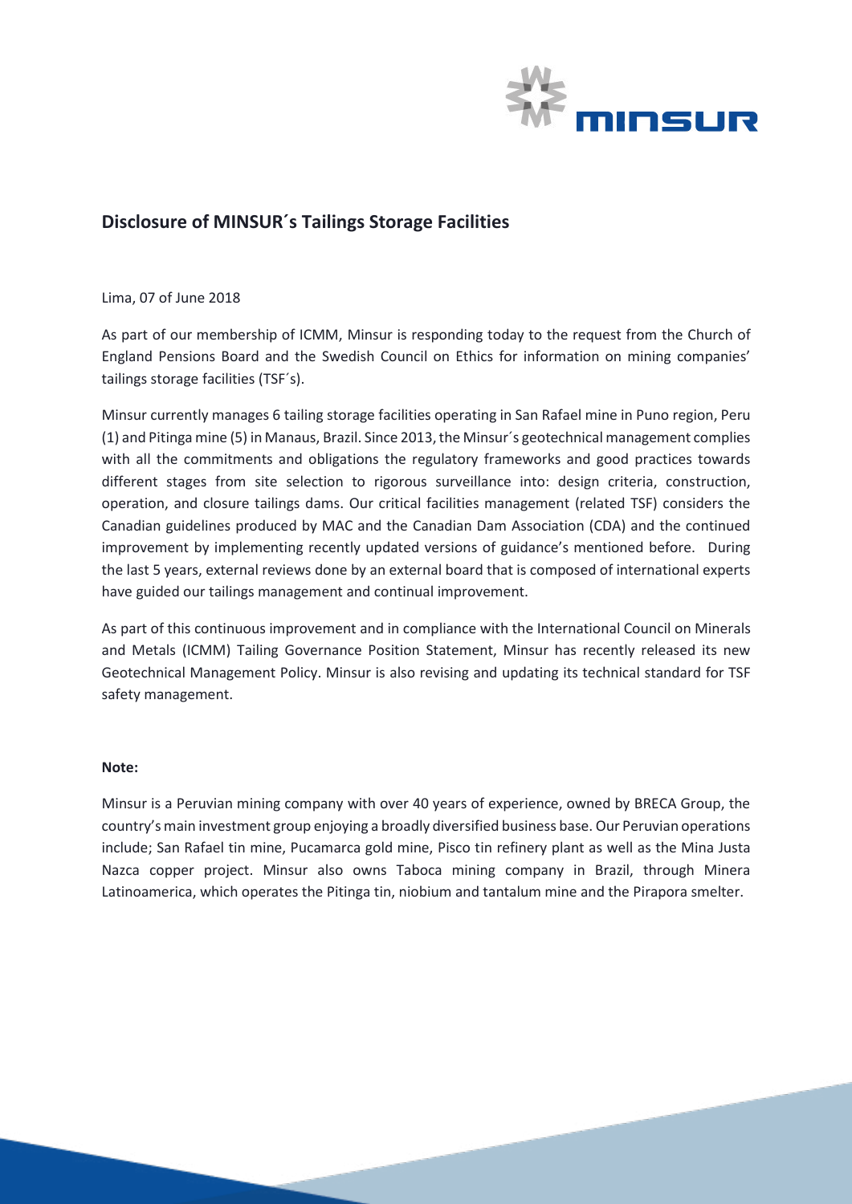## Disclosure of MINSUR´s Tailings Storage Facilities

Lima, 07 of June 2018

As part of our membership of ICMM, Minsur is responding today to the request from the Church of England Pensions Board and the Swedish Council on Ethics for information on mining companies' tailings storage facilities (TSF´s).

Minsur currently manages 6 tailing storage facilities operating in San Rafael mine in Puno region, Peru (1) and Pitinga mine (5) in Manaus, Brazil. Since 2013, the Minsur´s geotechnical management complies with all the commitments and obligations the regulatory frameworks and good practices towards different stages from site selection to rigorous surveillance into: design criteria, construction, operation, and closure tailings dams. Our critical facilities management (related TSF) considers the Canadian guidelines produced by MAC and the Canadian Dam Association (CDA) and the continued improvement by implementing recently updated versions of guidance's mentioned before. During the last 5 years, external reviews done by an external board that is composed of international experts have guided our tailings management and continual improvement.

As part of this continuous improvement and in compliance with the International Council on Minerals and Metals (ICMM) Tailing Governance Position Statement, Minsur has recently released its new Geotechnical Management Policy. Minsur is also revising and updating its technical standard for TSF safety management.

**Note:**

Minsur is a Peruvian mining company with over 40 years of experience, owned by BRECA Group, the country's main investment group enjoying a broadly diversified business base. Our Peruvian operations include; San Rafael tin mine, Pucamarca gold mine, Pisco tin refinery plant as well as the Mina Justa Nazca copper project. Minsur also owns Taboca mining company in Brazil, through Minera Latinoamerica, which operates the Pitinga tin, niobium and tantalum mine and the Pirapora smelter.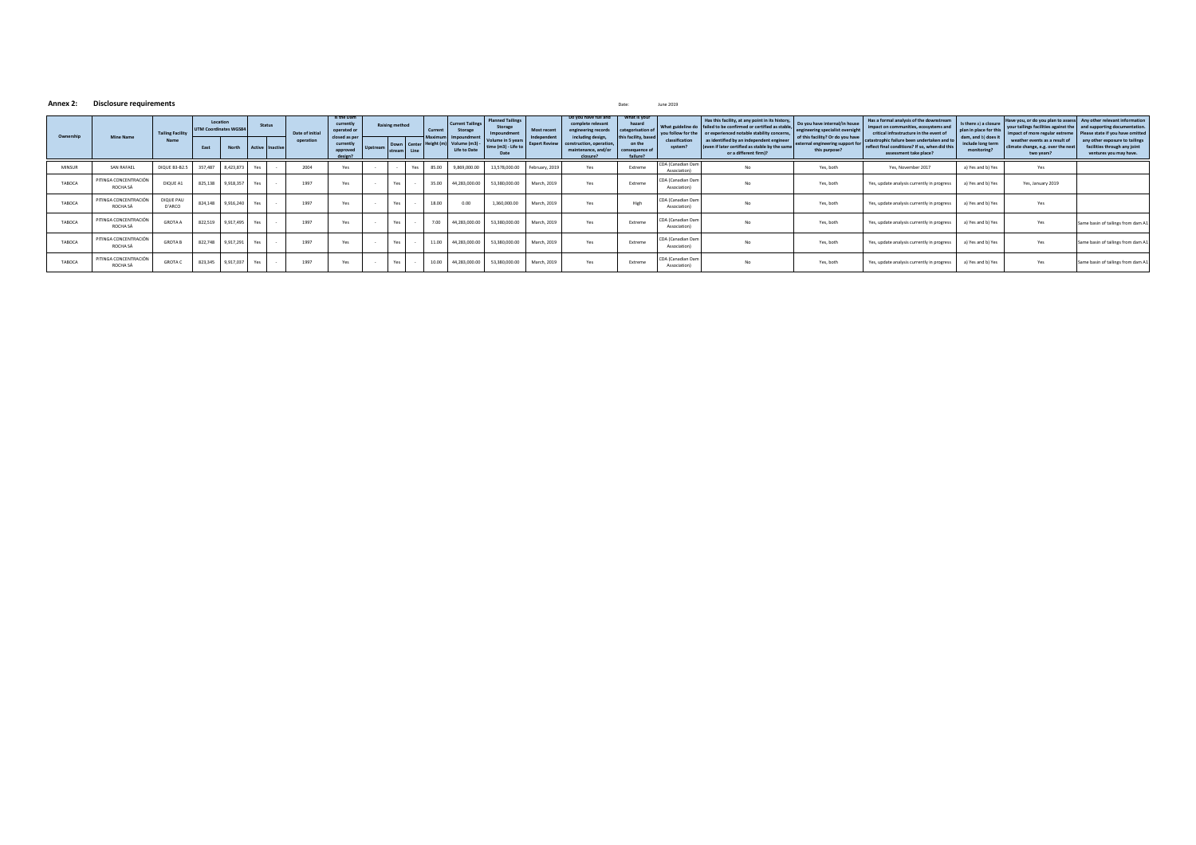## Annex 2: Disclosure requirements

Date: June 2019

| Ownership | Mine Name | Tailing Facility Name | Location UTM Coordinates WGS84 | | Status | | Date of initial operation | Is the Dam currently operated or closed as per currently approved design? | Raising method | | | Current Maximum Height (m) | Current Tailings Storage Impoundment Volume (m3) - Life to Date | Planned Tailings Storage Impoundment Volume in 5 years time (m3) - Life to Date | Most recent Independent Expert Review | Do you have full and complete relevant engineering records including design, construction, operation, maintenance, and/or closure? | What is your hazard categorisation of this facility, based on the consequence of failure? | What guideline do you follow for the classification system? | Has this facility, at any point in its history, failed to be confirmed or certified as stable, or experienced notable stability concerns, as identified by an independent engineer (even if later certified as stable by the same or a different firm)? | Do you have internal/in house engineering specialist oversight of this facility? Or do you have external engineering support for this purpose? | Has a formal analysis of the downstream impact on communities, ecosystems and critical infrastructure in the event of catastrophic failure been undertaken and to reflect final conditions? If so, when did this assessment take place? | Is there a) a closure plan in place for this dam, and b) does it include long term monitoring? | Have you, or do you plan to assess your tailings facilities against the impact of more regular extreme weather events as a result of climate change, e.g. over the next two years? | Any other relevant information and supporting documentation. Please state if you have omitted any other exposure to tailings facilities through any joint ventures you may have. |
|---|---|---|---|---|---|---|---|---|---|---|---|---|---|---|---|---|---|---|---|---|---|---|---|---|
| | | | East | North | Active | Inactive | | | Upstream | Down stream | Center Line | | | | | | | | | | | | | |
| MINSUR | SAN RAFAEL | DIQUE B3-B2.5 | 357,487 | 8,423,873 | Yes | - | 2004 | Yes | - | - | Yes | 85.00 | 9,869,000.00 | 13,578,000.00 | February, 2019 | Yes | Extreme | CDA (Canadian Dam Association) | No | Yes, both | Yes, November 2017 | a) Yes and b) Yes | Yes | |
| TABOCA | PITINGA CONCENTRACIÓN ROCHA SÃ | DIQUE A1 | 825,138 | 9,918,357 | Yes | - | 1997 | Yes | - | Yes | - | 35.00 | 44,283,000.00 | 53,380,000.00 | March, 2019 | Yes | Extreme | CDA (Canadian Dam Association) | No | Yes, both | Yes, update analysis currently in progress | a) Yes and b) Yes | Yes, January 2019 | |
| TABOCA | PITINGA CONCENTRACIÓN ROCHA SÃ | DIQUE PAU D'ARCO | 824,148 | 9,916,240 | Yes | - | 1997 | Yes | - | Yes | - | 18.00 | 0.00 | 1,360,000.00 | March, 2019 | Yes | High | CDA (Canadian Dam Association) | No | Yes, both | Yes, update analysis currently in progress | a) Yes and b) Yes | Yes | |
| TABOCA | PITINGA CONCENTRACIÓN ROCHA SÃ | GROTA A | 822,519 | 9,917,495 | Yes | - | 1997 | Yes | - | Yes | - | 7.00 | 44,283,000.00 | 53,380,000.00 | March, 2019 | Yes | Extreme | CDA (Canadian Dam Association) | No | Yes, both | Yes, update analysis currently in progress | a) Yes and b) Yes | Yes | Same basin of tailings from dam A1 |
| TABOCA | PITINGA CONCENTRACIÓN ROCHA SÃ | GROTA B | 822,748 | 9,917,291 | Yes | - | 1997 | Yes | - | Yes | - | 11.00 | 44,283,000.00 | 53,380,000.00 | March, 2019 | Yes | Extreme | CDA (Canadian Dam Association) | No | Yes, both | Yes, update analysis currently in progress | a) Yes and b) Yes | Yes | Same basin of tailings from dam A1 |
| TABOCA | PITINGA CONCENTRACIÓN ROCHA SÃ | GROTA C | 823,345 | 9,917,037 | Yes | - | 1997 | Yes | - | Yes | - | 10.00 | 44,283,000.00 | 53,380,000.00 | March, 2019 | Yes | Extreme | CDA (Canadian Dam Association) | No | Yes, both | Yes, update analysis currently in progress | a) Yes and b) Yes | Yes | Same basin of tailings from dam A1 |